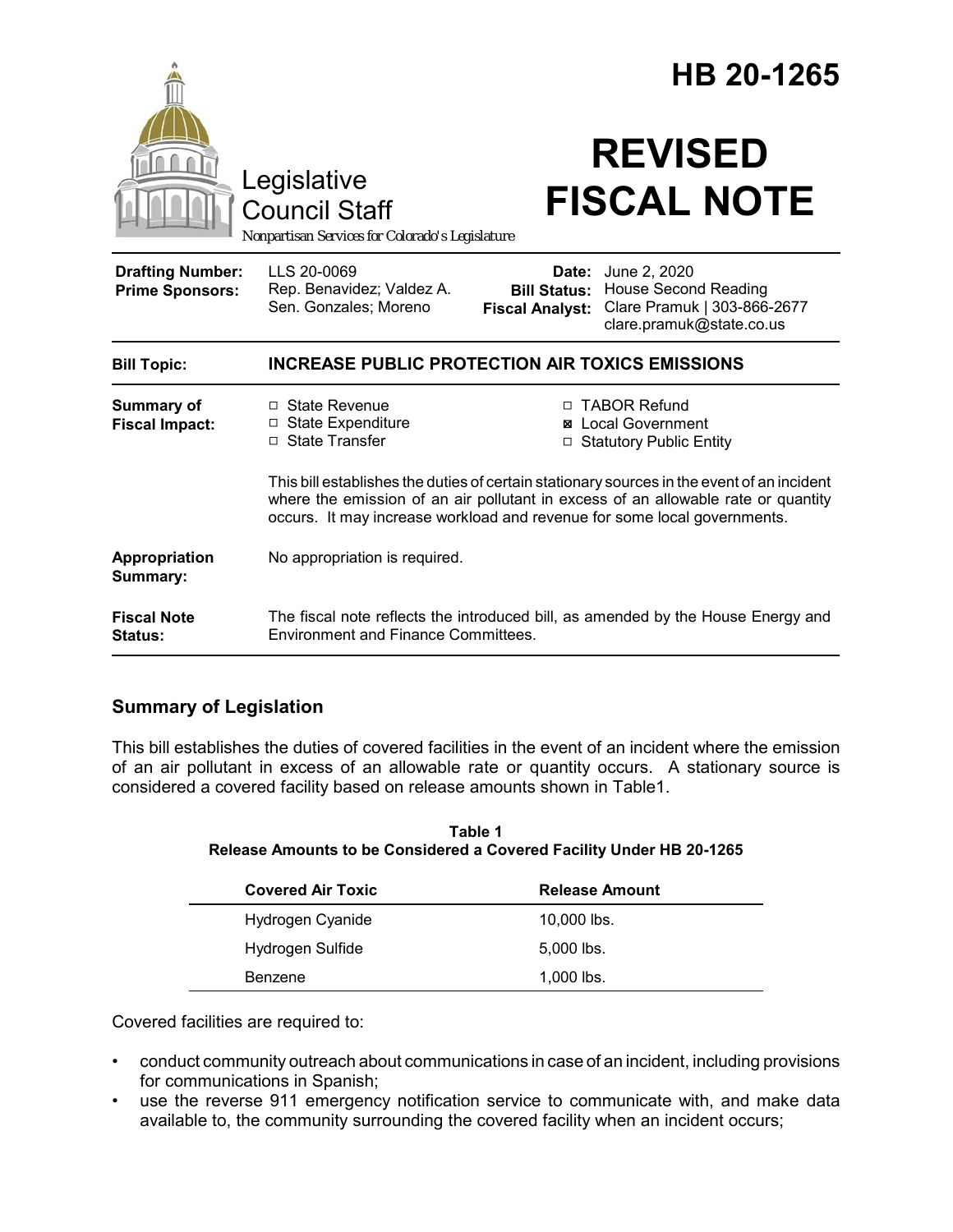# HB 20-1265

Legislative Council Staff

*Nonpartisan Services for Colorado's Legislature*

# REVISED FISCAL NOTE

| | | | |
|---|---|---|---|
| **Drafting Number:** | LLS 20-0069 | **Date:** | June 2, 2020 |
| **Prime Sponsors:** | Rep. Benavidez; Valdez A. Sen. Gonzales; Moreno | **Bill Status:** | House Second Reading |
| | | **Fiscal Analyst:** | Clare Pramuk \| 303-866-2677 clare.pramuk@state.co.us |

**Bill Topic:** **INCREASE PUBLIC PROTECTION AIR TOXICS EMISSIONS**

**Summary of Fiscal Impact:**

- ☐ State Revenue
- ☐ State Expenditure
- ☐ State Transfer
- ☐ TABOR Refund
- ☒ Local Government
- ☐ Statutory Public Entity

This bill establishes the duties of certain stationary sources in the event of an incident where the emission of an air pollutant in excess of an allowable rate or quantity occurs. It may increase workload and revenue for some local governments.

**Appropriation Summary:** No appropriation is required.

**Fiscal Note Status:** The fiscal note reflects the introduced bill, as amended by the House Energy and Environment and Finance Committees.

## Summary of Legislation

This bill establishes the duties of covered facilities in the event of an incident where the emission of an air pollutant in excess of an allowable rate or quantity occurs. A stationary source is considered a covered facility based on release amounts shown in Table1.

**Table 1**
**Release Amounts to be Considered a Covered Facility Under HB 20-1265**

| Covered Air Toxic | Release Amount |
|---|---|
| Hydrogen Cyanide | 10,000 lbs. |
| Hydrogen Sulfide | 5,000 lbs. |
| Benzene | 1,000 lbs. |

Covered facilities are required to:

- conduct community outreach about communications in case of an incident, including provisions for communications in Spanish;
- use the reverse 911 emergency notification service to communicate with, and make data available to, the community surrounding the covered facility when an incident occurs;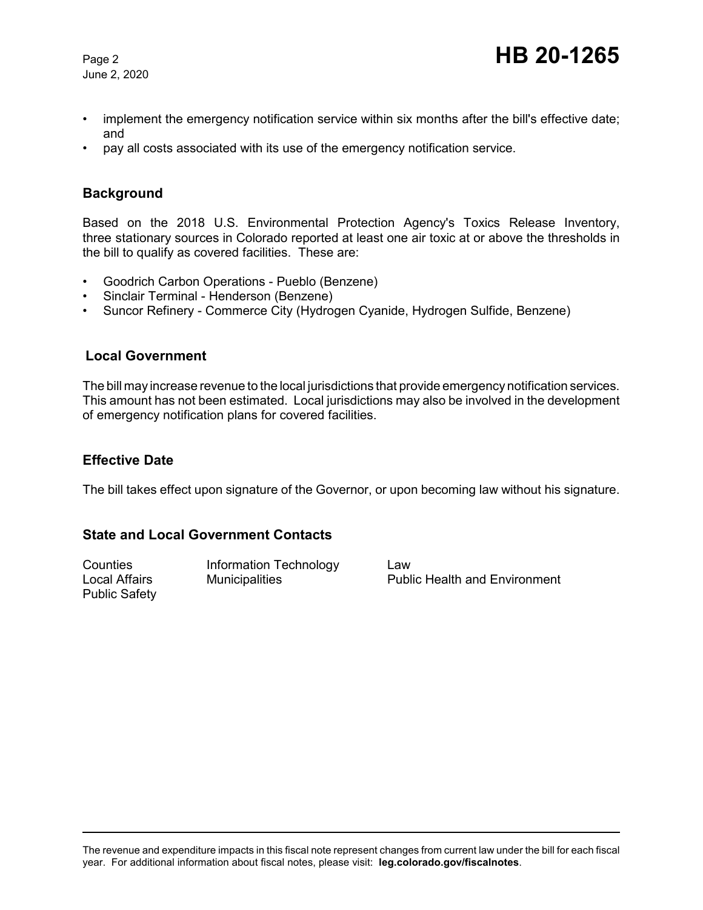- implement the emergency notification service within six months after the bill's effective date; and
- pay all costs associated with its use of the emergency notification service.

## Background

Based on the 2018 U.S. Environmental Protection Agency's Toxics Release Inventory, three stationary sources in Colorado reported at least one air toxic at or above the thresholds in the bill to qualify as covered facilities. These are:

- Goodrich Carbon Operations - Pueblo (Benzene)
- Sinclair Terminal - Henderson (Benzene)
- Suncor Refinery - Commerce City (Hydrogen Cyanide, Hydrogen Sulfide, Benzene)

## Local Government

The bill may increase revenue to the local jurisdictions that provide emergency notification services. This amount has not been estimated. Local jurisdictions may also be involved in the development of emergency notification plans for covered facilities.

## Effective Date

The bill takes effect upon signature of the Governor, or upon becoming law without his signature.

## State and Local Government Contacts

| | | |
|---|---|---|
| Counties | Information Technology | Law |
| Local Affairs | Municipalities | Public Health and Environment |
| Public Safety | | |

The revenue and expenditure impacts in this fiscal note represent changes from current law under the bill for each fiscal year. For additional information about fiscal notes, please visit: **leg.colorado.gov/fiscalnotes**.